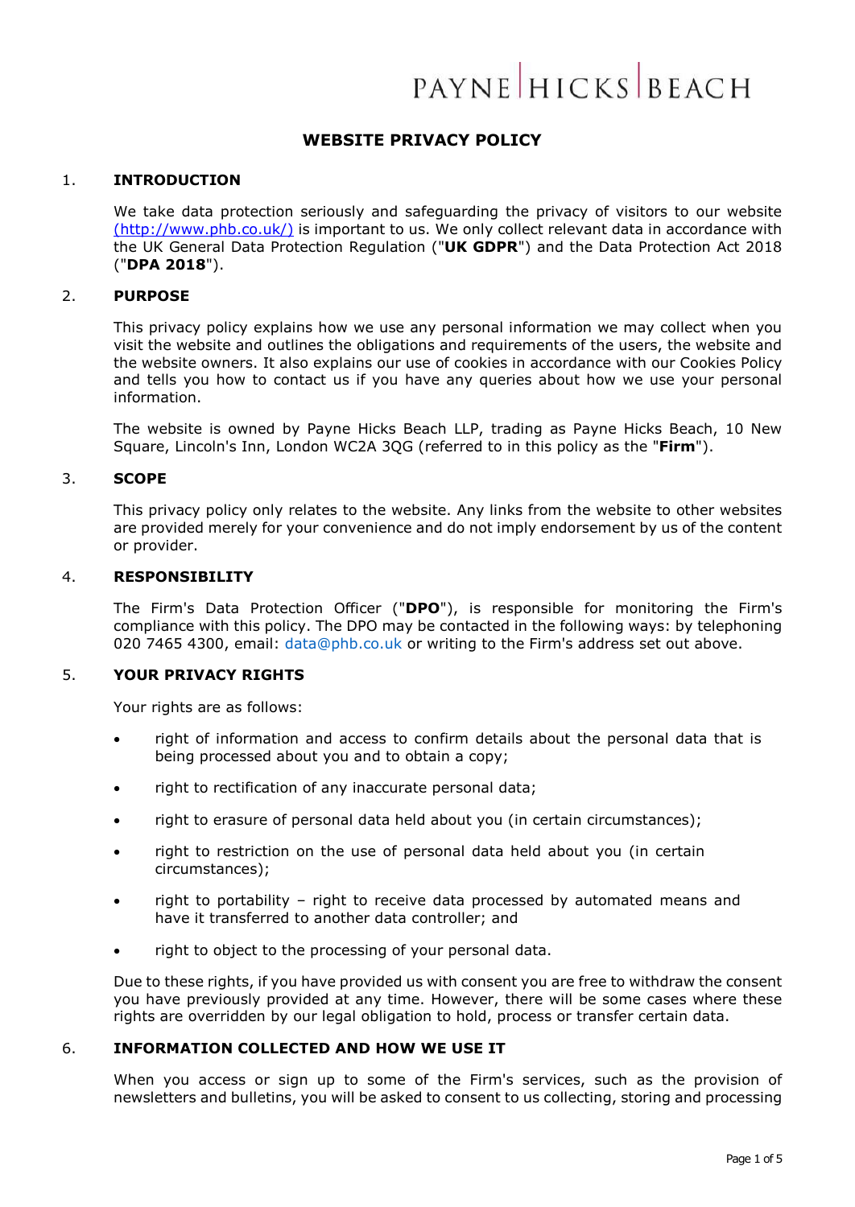PAYNE HICKS BEACH

# WEBSITE PRIVACY POLICY

## 1. INTRODUCTION

We take data protection seriously and safeguarding the privacy of visitors to our website (http://www.phb.co.uk/) is important to us. We only collect relevant data in accordance with the UK General Data Protection Regulation ("**UK GDPR**") and the Data Protection Act 2018 ("**DPA 2018**").

## 2. PURPOSE

This privacy policy explains how we use any personal information we may collect when you visit the website and outlines the obligations and requirements of the users, the website and the website owners. It also explains our use of cookies in accordance with our Cookies Policy and tells you how to contact us if you have any queries about how we use your personal information.

The website is owned by Payne Hicks Beach LLP, trading as Payne Hicks Beach, 10 New Square, Lincoln's Inn, London WC2A 3QG (referred to in this policy as the "**Firm**").

## 3. SCOPE

This privacy policy only relates to the website. Any links from the website to other websites are provided merely for your convenience and do not imply endorsement by us of the content or provider.

## 4. RESPONSIBILITY

The Firm's Data Protection Officer ("**DPO**"), is responsible for monitoring the Firm's compliance with this policy. The DPO may be contacted in the following ways: by telephoning 020 7465 4300, email: data@phb.co.uk or writing to the Firm's address set out above.

## 5. YOUR PRIVACY RIGHTS

Your rights are as follows:

- right of information and access to confirm details about the personal data that is being processed about you and to obtain a copy;
- right to rectification of any inaccurate personal data;
- right to erasure of personal data held about you (in certain circumstances);
- right to restriction on the use of personal data held about you (in certain circumstances);
- right to portability – right to receive data processed by automated means and have it transferred to another data controller; and
- right to object to the processing of your personal data.

Due to these rights, if you have provided us with consent you are free to withdraw the consent you have previously provided at any time. However, there will be some cases where these rights are overridden by our legal obligation to hold, process or transfer certain data.

## 6. INFORMATION COLLECTED AND HOW WE USE IT

When you access or sign up to some of the Firm's services, such as the provision of newsletters and bulletins, you will be asked to consent to us collecting, storing and processing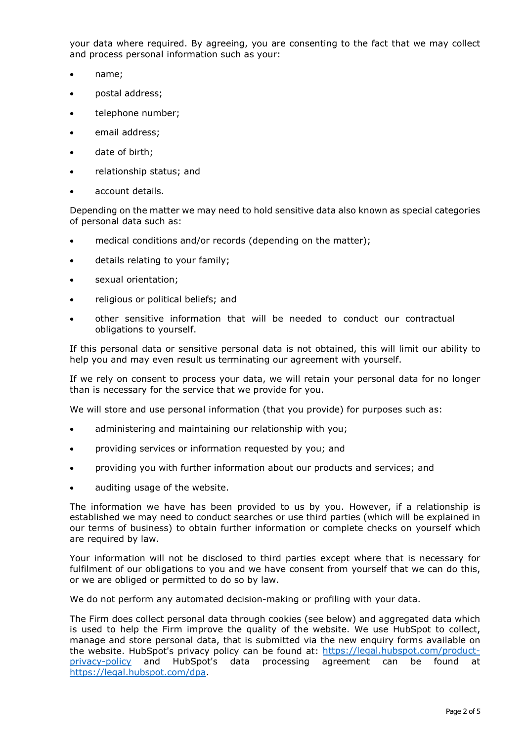your data where required. By agreeing, you are consenting to the fact that we may collect and process personal information such as your:

- name;
- postal address;
- telephone number;
- email address;
- date of birth;
- relationship status; and
- account details.

Depending on the matter we may need to hold sensitive data also known as special categories of personal data such as:

- medical conditions and/or records (depending on the matter);
- details relating to your family;
- sexual orientation;
- religious or political beliefs; and
- other sensitive information that will be needed to conduct our contractual obligations to yourself.

If this personal data or sensitive personal data is not obtained, this will limit our ability to help you and may even result us terminating our agreement with yourself.

If we rely on consent to process your data, we will retain your personal data for no longer than is necessary for the service that we provide for you.

We will store and use personal information (that you provide) for purposes such as:

- administering and maintaining our relationship with you;
- providing services or information requested by you; and
- providing you with further information about our products and services; and
- auditing usage of the website.

The information we have has been provided to us by you. However, if a relationship is established we may need to conduct searches or use third parties (which will be explained in our terms of business) to obtain further information or complete checks on yourself which are required by law.

Your information will not be disclosed to third parties except where that is necessary for fulfilment of our obligations to you and we have consent from yourself that we can do this, or we are obliged or permitted to do so by law.

We do not perform any automated decision-making or profiling with your data.

The Firm does collect personal data through cookies (see below) and aggregated data which is used to help the Firm improve the quality of the website. We use HubSpot to collect, manage and store personal data, that is submitted via the new enquiry forms available on the website. HubSpot's privacy policy can be found at: [https://legal.hubspot.com/product-privacy-policy](https://legal.hubspot.com/product-privacy-policy) and HubSpot's data processing agreement can be found at [https://legal.hubspot.com/dpa](https://legal.hubspot.com/dpa).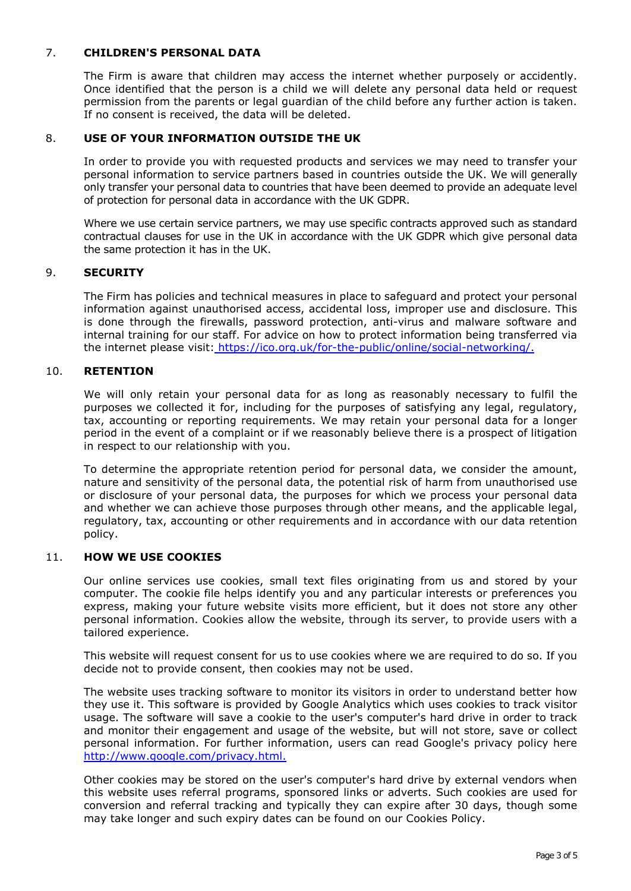## 7. CHILDREN'S PERSONAL DATA

The Firm is aware that children may access the internet whether purposely or accidently. Once identified that the person is a child we will delete any personal data held or request permission from the parents or legal guardian of the child before any further action is taken. If no consent is received, the data will be deleted.

## 8. USE OF YOUR INFORMATION OUTSIDE THE UK

In order to provide you with requested products and services we may need to transfer your personal information to service partners based in countries outside the UK. We will generally only transfer your personal data to countries that have been deemed to provide an adequate level of protection for personal data in accordance with the UK GDPR.

Where we use certain service partners, we may use specific contracts approved such as standard contractual clauses for use in the UK in accordance with the UK GDPR which give personal data the same protection it has in the UK.

## 9. SECURITY

The Firm has policies and technical measures in place to safeguard and protect your personal information against unauthorised access, accidental loss, improper use and disclosure. This is done through the firewalls, password protection, anti-virus and malware software and internal training for our staff. For advice on how to protect information being transferred via the internet please visit: https://ico.org.uk/for-the-public/online/social-networking/.

## 10. RETENTION

We will only retain your personal data for as long as reasonably necessary to fulfil the purposes we collected it for, including for the purposes of satisfying any legal, regulatory, tax, accounting or reporting requirements. We may retain your personal data for a longer period in the event of a complaint or if we reasonably believe there is a prospect of litigation in respect to our relationship with you.

To determine the appropriate retention period for personal data, we consider the amount, nature and sensitivity of the personal data, the potential risk of harm from unauthorised use or disclosure of your personal data, the purposes for which we process your personal data and whether we can achieve those purposes through other means, and the applicable legal, regulatory, tax, accounting or other requirements and in accordance with our data retention policy.

## 11. HOW WE USE COOKIES

Our online services use cookies, small text files originating from us and stored by your computer. The cookie file helps identify you and any particular interests or preferences you express, making your future website visits more efficient, but it does not store any other personal information. Cookies allow the website, through its server, to provide users with a tailored experience.

This website will request consent for us to use cookies where we are required to do so. If you decide not to provide consent, then cookies may not be used.

The website uses tracking software to monitor its visitors in order to understand better how they use it. This software is provided by Google Analytics which uses cookies to track visitor usage. The software will save a cookie to the user's computer's hard drive in order to track and monitor their engagement and usage of the website, but will not store, save or collect personal information. For further information, users can read Google's privacy policy here http://www.google.com/privacy.html.

Other cookies may be stored on the user's computer's hard drive by external vendors when this website uses referral programs, sponsored links or adverts. Such cookies are used for conversion and referral tracking and typically they can expire after 30 days, though some may take longer and such expiry dates can be found on our Cookies Policy.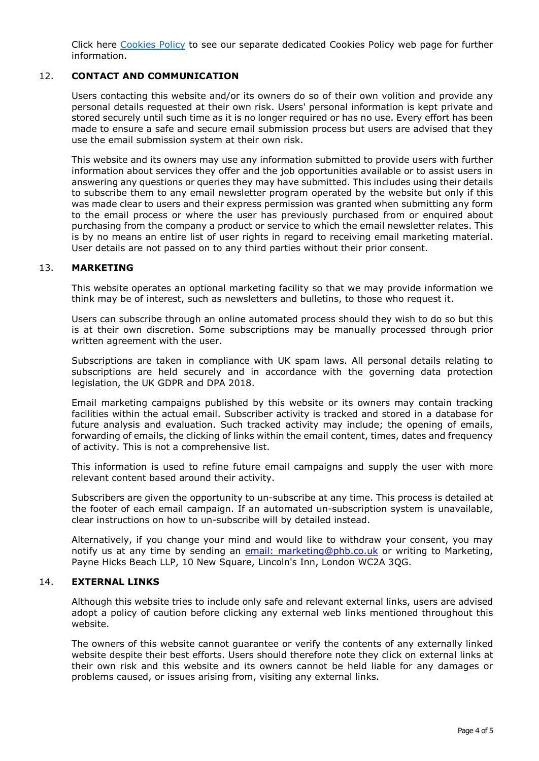Click here [Cookies Policy]() to see our separate dedicated Cookies Policy web page for further information.

## 12. CONTACT AND COMMUNICATION

Users contacting this website and/or its owners do so of their own volition and provide any personal details requested at their own risk. Users' personal information is kept private and stored securely until such time as it is no longer required or has no use. Every effort has been made to ensure a safe and secure email submission process but users are advised that they use the email submission system at their own risk.

This website and its owners may use any information submitted to provide users with further information about services they offer and the job opportunities available or to assist users in answering any questions or queries they may have submitted. This includes using their details to subscribe them to any email newsletter program operated by the website but only if this was made clear to users and their express permission was granted when submitting any form to the email process or where the user has previously purchased from or enquired about purchasing from the company a product or service to which the email newsletter relates. This is by no means an entire list of user rights in regard to receiving email marketing material. User details are not passed on to any third parties without their prior consent.

## 13. MARKETING

This website operates an optional marketing facility so that we may provide information we think may be of interest, such as newsletters and bulletins, to those who request it.

Users can subscribe through an online automated process should they wish to do so but this is at their own discretion. Some subscriptions may be manually processed through prior written agreement with the user.

Subscriptions are taken in compliance with UK spam laws. All personal details relating to subscriptions are held securely and in accordance with the governing data protection legislation, the UK GDPR and DPA 2018.

Email marketing campaigns published by this website or its owners may contain tracking facilities within the actual email. Subscriber activity is tracked and stored in a database for future analysis and evaluation. Such tracked activity may include; the opening of emails, forwarding of emails, the clicking of links within the email content, times, dates and frequency of activity. This is not a comprehensive list.

This information is used to refine future email campaigns and supply the user with more relevant content based around their activity.

Subscribers are given the opportunity to un-subscribe at any time. This process is detailed at the footer of each email campaign. If an automated un-subscription system is unavailable, clear instructions on how to un-subscribe will by detailed instead.

Alternatively, if you change your mind and would like to withdraw your consent, you may notify us at any time by sending an [email: marketing@phb.co.uk](mailto:marketing@phb.co.uk) or writing to Marketing, Payne Hicks Beach LLP, 10 New Square, Lincoln's Inn, London WC2A 3QG.

## 14. EXTERNAL LINKS

Although this website tries to include only safe and relevant external links, users are advised adopt a policy of caution before clicking any external web links mentioned throughout this website.

The owners of this website cannot guarantee or verify the contents of any externally linked website despite their best efforts. Users should therefore note they click on external links at their own risk and this website and its owners cannot be held liable for any damages or problems caused, or issues arising from, visiting any external links.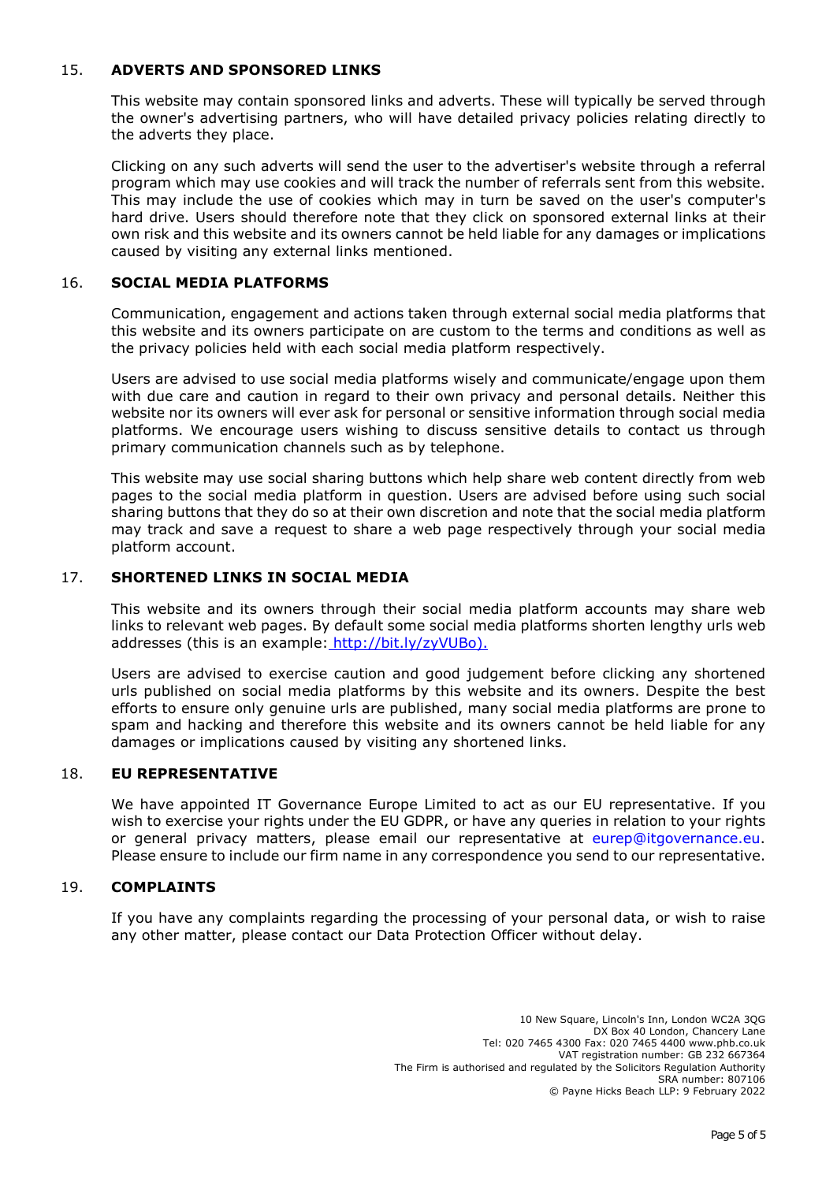## 15. ADVERTS AND SPONSORED LINKS

This website may contain sponsored links and adverts. These will typically be served through the owner's advertising partners, who will have detailed privacy policies relating directly to the adverts they place.

Clicking on any such adverts will send the user to the advertiser's website through a referral program which may use cookies and will track the number of referrals sent from this website. This may include the use of cookies which may in turn be saved on the user's computer's hard drive. Users should therefore note that they click on sponsored external links at their own risk and this website and its owners cannot be held liable for any damages or implications caused by visiting any external links mentioned.

## 16. SOCIAL MEDIA PLATFORMS

Communication, engagement and actions taken through external social media platforms that this website and its owners participate on are custom to the terms and conditions as well as the privacy policies held with each social media platform respectively.

Users are advised to use social media platforms wisely and communicate/engage upon them with due care and caution in regard to their own privacy and personal details. Neither this website nor its owners will ever ask for personal or sensitive information through social media platforms. We encourage users wishing to discuss sensitive details to contact us through primary communication channels such as by telephone.

This website may use social sharing buttons which help share web content directly from web pages to the social media platform in question. Users are advised before using such social sharing buttons that they do so at their own discretion and note that the social media platform may track and save a request to share a web page respectively through your social media platform account.

## 17. SHORTENED LINKS IN SOCIAL MEDIA

This website and its owners through their social media platform accounts may share web links to relevant web pages. By default some social media platforms shorten lengthy urls web addresses (this is an example: http://bit.ly/zyVUBo).

Users are advised to exercise caution and good judgement before clicking any shortened urls published on social media platforms by this website and its owners. Despite the best efforts to ensure only genuine urls are published, many social media platforms are prone to spam and hacking and therefore this website and its owners cannot be held liable for any damages or implications caused by visiting any shortened links.

## 18. EU REPRESENTATIVE

We have appointed IT Governance Europe Limited to act as our EU representative. If you wish to exercise your rights under the EU GDPR, or have any queries in relation to your rights or general privacy matters, please email our representative at eurep@itgovernance.eu. Please ensure to include our firm name in any correspondence you send to our representative.

## 19. COMPLAINTS

If you have any complaints regarding the processing of your personal data, or wish to raise any other matter, please contact our Data Protection Officer without delay.

10 New Square, Lincoln's Inn, London WC2A 3QG
DX Box 40 London, Chancery Lane
Tel: 020 7465 4300 Fax: 020 7465 4400 www.phb.co.uk
VAT registration number: GB 232 667364
The Firm is authorised and regulated by the Solicitors Regulation Authority
SRA number: 807106
© Payne Hicks Beach LLP: 9 February 2022